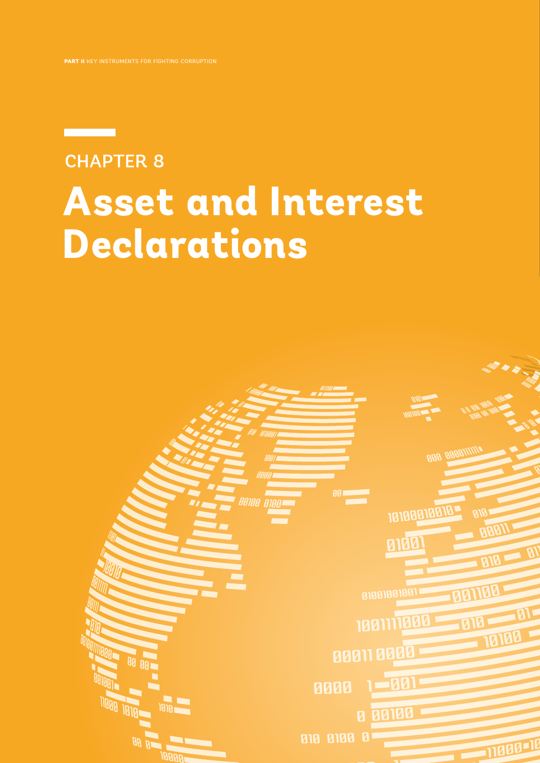PART II KEY INSTRUMENTS FOR FIGHTING CORRUPTION

CHAPTER 8

# Asset and Interest Declarations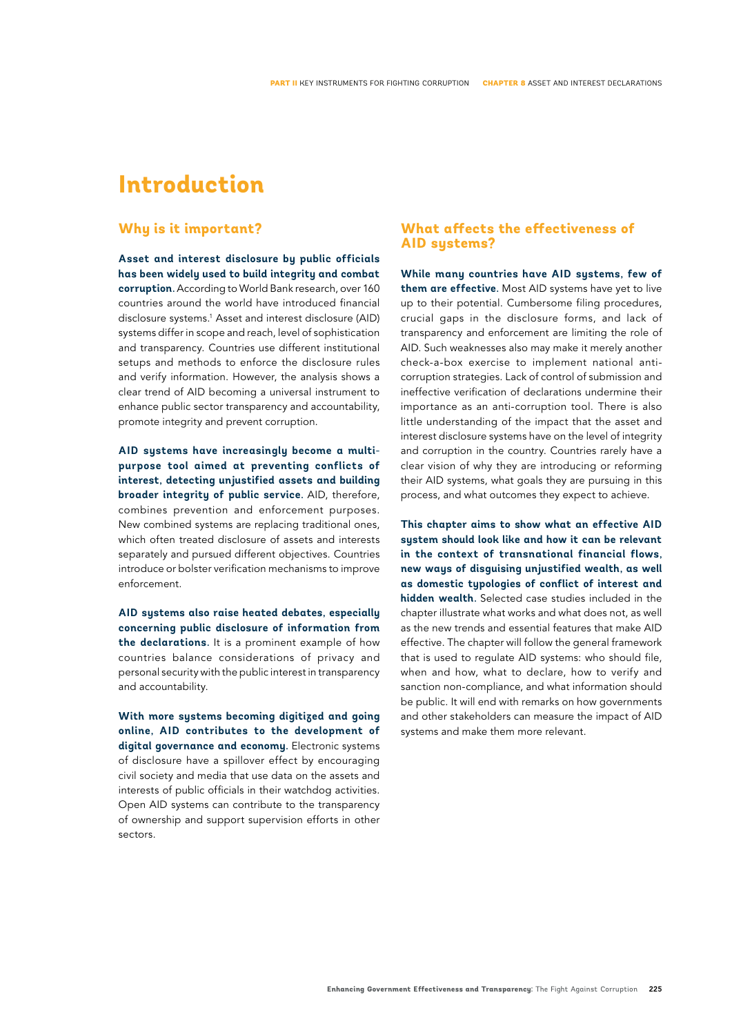# Introduction

## Why is it important?

**Asset and interest disclosure by public officials has been widely used to build integrity and combat corruption**. According to World Bank research, over 160 countries around the world have introduced financial disclosure systems.[1] Asset and interest disclosure (AID) systems differ in scope and reach, level of sophistication and transparency. Countries use different institutional setups and methods to enforce the disclosure rules and verify information. However, the analysis shows a clear trend of AID becoming a universal instrument to enhance public sector transparency and accountability, promote integrity and prevent corruption.

**AID systems have increasingly become a multi-purpose tool aimed at preventing conflicts of interest, detecting unjustified assets and building broader integrity of public service.** AID, therefore, combines prevention and enforcement purposes. New combined systems are replacing traditional ones, which often treated disclosure of assets and interests separately and pursued different objectives. Countries introduce or bolster verification mechanisms to improve enforcement.

**AID systems also raise heated debates, especially concerning public disclosure of information from the declarations**. It is a prominent example of how countries balance considerations of privacy and personal security with the public interest in transparency and accountability.

**With more systems becoming digitized and going online, AID contributes to the development of digital governance and economy**. Electronic systems of disclosure have a spillover effect by encouraging civil society and media that use data on the assets and interests of public officials in their watchdog activities. Open AID systems can contribute to the transparency of ownership and support supervision efforts in other sectors.

## What affects the effectiveness of AID systems?

**While many countries have AID systems, few of them are effective.** Most AID systems have yet to live up to their potential. Cumbersome filing procedures, crucial gaps in the disclosure forms, and lack of transparency and enforcement are limiting the role of AID. Such weaknesses also may make it merely another check-a-box exercise to implement national anti-corruption strategies. Lack of control of submission and ineffective verification of declarations undermine their importance as an anti-corruption tool. There is also little understanding of the impact that the asset and interest disclosure systems have on the level of integrity and corruption in the country. Countries rarely have a clear vision of why they are introducing or reforming their AID systems, what goals they are pursuing in this process, and what outcomes they expect to achieve.

**This chapter aims to show what an effective AID system should look like and how it can be relevant in the context of transnational financial flows, new ways of disguising unjustified wealth, as well as domestic typologies of conflict of interest and hidden wealth.** Selected case studies included in the chapter illustrate what works and what does not, as well as the new trends and essential features that make AID effective. The chapter will follow the general framework that is used to regulate AID systems: who should file, when and how, what to declare, how to verify and sanction non-compliance, and what information should be public. It will end with remarks on how governments and other stakeholders can measure the impact of AID systems and make them more relevant.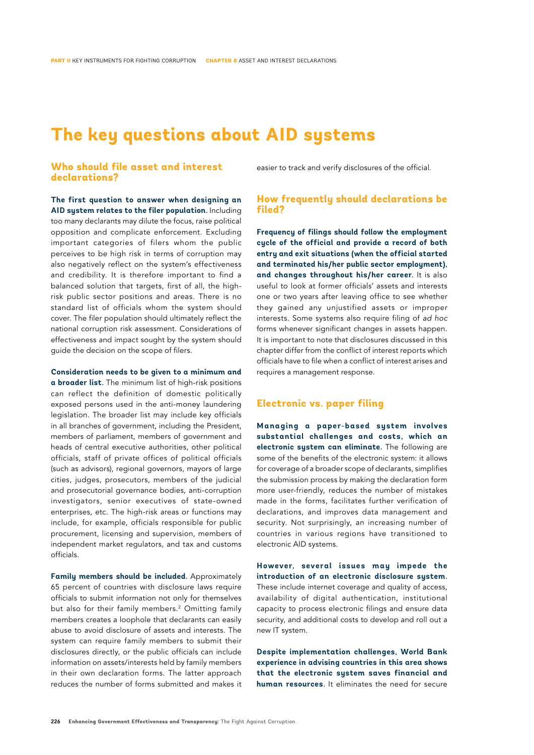# The key questions about AID systems

## Who should file asset and interest declarations?

**The first question to answer when designing an AID system relates to the filer population.** Including too many declarants may dilute the focus, raise political opposition and complicate enforcement. Excluding important categories of filers whom the public perceives to be high risk in terms of corruption may also negatively reflect on the system's effectiveness and credibility. It is therefore important to find a balanced solution that targets, first of all, the high-risk public sector positions and areas. There is no standard list of officials whom the system should cover. The filer population should ultimately reflect the national corruption risk assessment. Considerations of effectiveness and impact sought by the system should guide the decision on the scope of filers.

**Consideration needs to be given to a minimum and a broader list.** The minimum list of high-risk positions can reflect the definition of domestic politically exposed persons used in the anti-money laundering legislation. The broader list may include key officials in all branches of government, including the President, members of parliament, members of government and heads of central executive authorities, other political officials, staff of private offices of political officials (such as advisors), regional governors, mayors of large cities, judges, prosecutors, members of the judicial and prosecutorial governance bodies, anti-corruption investigators, senior executives of state-owned enterprises, etc. The high-risk areas or functions may include, for example, officials responsible for public procurement, licensing and supervision, members of independent market regulators, and tax and customs officials.

**Family members should be included.** Approximately 65 percent of countries with disclosure laws require officials to submit information not only for themselves but also for their family members.[2] Omitting family members creates a loophole that declarants can easily abuse to avoid disclosure of assets and interests. The system can require family members to submit their disclosures directly, or the public officials can include information on assets/interests held by family members in their own declaration forms. The latter approach reduces the number of forms submitted and makes it easier to track and verify disclosures of the official.

## How frequently should declarations be filed?

**Frequency of filings should follow the employment cycle of the official and provide a record of both entry and exit situations (when the official started and terminated his/her public sector employment), and changes throughout his/her career.** It is also useful to look at former officials' assets and interests one or two years after leaving office to see whether they gained any unjustified assets or improper interests. Some systems also require filing of *ad hoc* forms whenever significant changes in assets happen. It is important to note that disclosures discussed in this chapter differ from the conflict of interest reports which officials have to file when a conflict of interest arises and requires a management response.

## Electronic vs. paper filing

**Managing a paper-based system involves substantial challenges and costs, which an electronic system can eliminate.** The following are some of the benefits of the electronic system: it allows for coverage of a broader scope of declarants, simplifies the submission process by making the declaration form more user-friendly, reduces the number of mistakes made in the forms, facilitates further verification of declarations, and improves data management and security. Not surprisingly, an increasing number of countries in various regions have transitioned to electronic AID systems.

**However, several issues may impede the introduction of an electronic disclosure system.** These include internet coverage and quality of access, availability of digital authentication, institutional capacity to process electronic filings and ensure data security, and additional costs to develop and roll out a new IT system.

**Despite implementation challenges, World Bank experience in advising countries in this area shows that the electronic system saves financial and human resources.** It eliminates the need for secure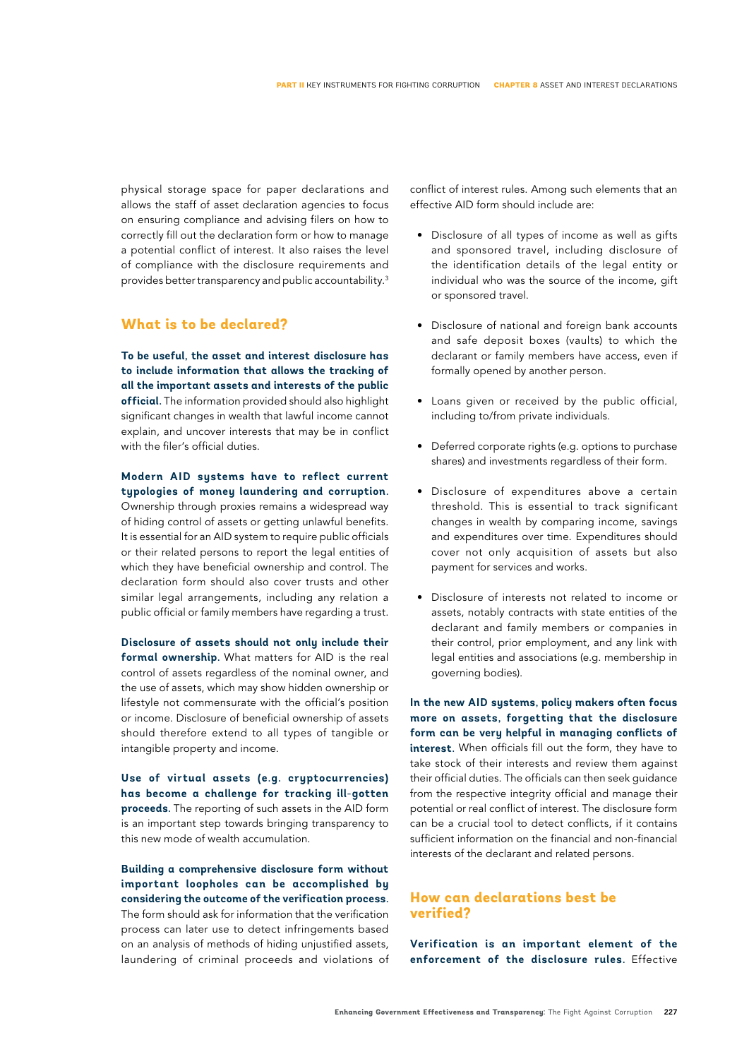physical storage space for paper declarations and allows the staff of asset declaration agencies to focus on ensuring compliance and advising filers on how to correctly fill out the declaration form or how to manage a potential conflict of interest. It also raises the level of compliance with the disclosure requirements and provides better transparency and public accountability.[3]

## What is to be declared?

**To be useful, the asset and interest disclosure has to include information that allows the tracking of all the important assets and interests of the public official.** The information provided should also highlight significant changes in wealth that lawful income cannot explain, and uncover interests that may be in conflict with the filer's official duties.

**Modern AID systems have to reflect current typologies of money laundering and corruption.** Ownership through proxies remains a widespread way of hiding control of assets or getting unlawful benefits. It is essential for an AID system to require public officials or their related persons to report the legal entities of which they have beneficial ownership and control. The declaration form should also cover trusts and other similar legal arrangements, including any relation a public official or family members have regarding a trust.

**Disclosure of assets should not only include their formal ownership.** What matters for AID is the real control of assets regardless of the nominal owner, and the use of assets, which may show hidden ownership or lifestyle not commensurate with the official's position or income. Disclosure of beneficial ownership of assets should therefore extend to all types of tangible or intangible property and income.

**Use of virtual assets (e.g. cryptocurrencies) has become a challenge for tracking ill-gotten proceeds.** The reporting of such assets in the AID form is an important step towards bringing transparency to this new mode of wealth accumulation.

**Building a comprehensive disclosure form without important loopholes can be accomplished by considering the outcome of the verification process.** The form should ask for information that the verification process can later use to detect infringements based on an analysis of methods of hiding unjustified assets, laundering of criminal proceeds and violations of conflict of interest rules. Among such elements that an effective AID form should include are:

- Disclosure of all types of income as well as gifts and sponsored travel, including disclosure of the identification details of the legal entity or individual who was the source of the income, gift or sponsored travel.
- Disclosure of national and foreign bank accounts and safe deposit boxes (vaults) to which the declarant or family members have access, even if formally opened by another person.
- Loans given or received by the public official, including to/from private individuals.
- Deferred corporate rights (e.g. options to purchase shares) and investments regardless of their form.
- Disclosure of expenditures above a certain threshold. This is essential to track significant changes in wealth by comparing income, savings and expenditures over time. Expenditures should cover not only acquisition of assets but also payment for services and works.
- Disclosure of interests not related to income or assets, notably contracts with state entities of the declarant and family members or companies in their control, prior employment, and any link with legal entities and associations (e.g. membership in governing bodies).

**In the new AID systems, policy makers often focus more on assets, forgetting that the disclosure form can be very helpful in managing conflicts of interest.** When officials fill out the form, they have to take stock of their interests and review them against their official duties. The officials can then seek guidance from the respective integrity official and manage their potential or real conflict of interest. The disclosure form can be a crucial tool to detect conflicts, if it contains sufficient information on the financial and non-financial interests of the declarant and related persons.

## How can declarations best be verified?

**Verification is an important element of the enforcement of the disclosure rules.** Effective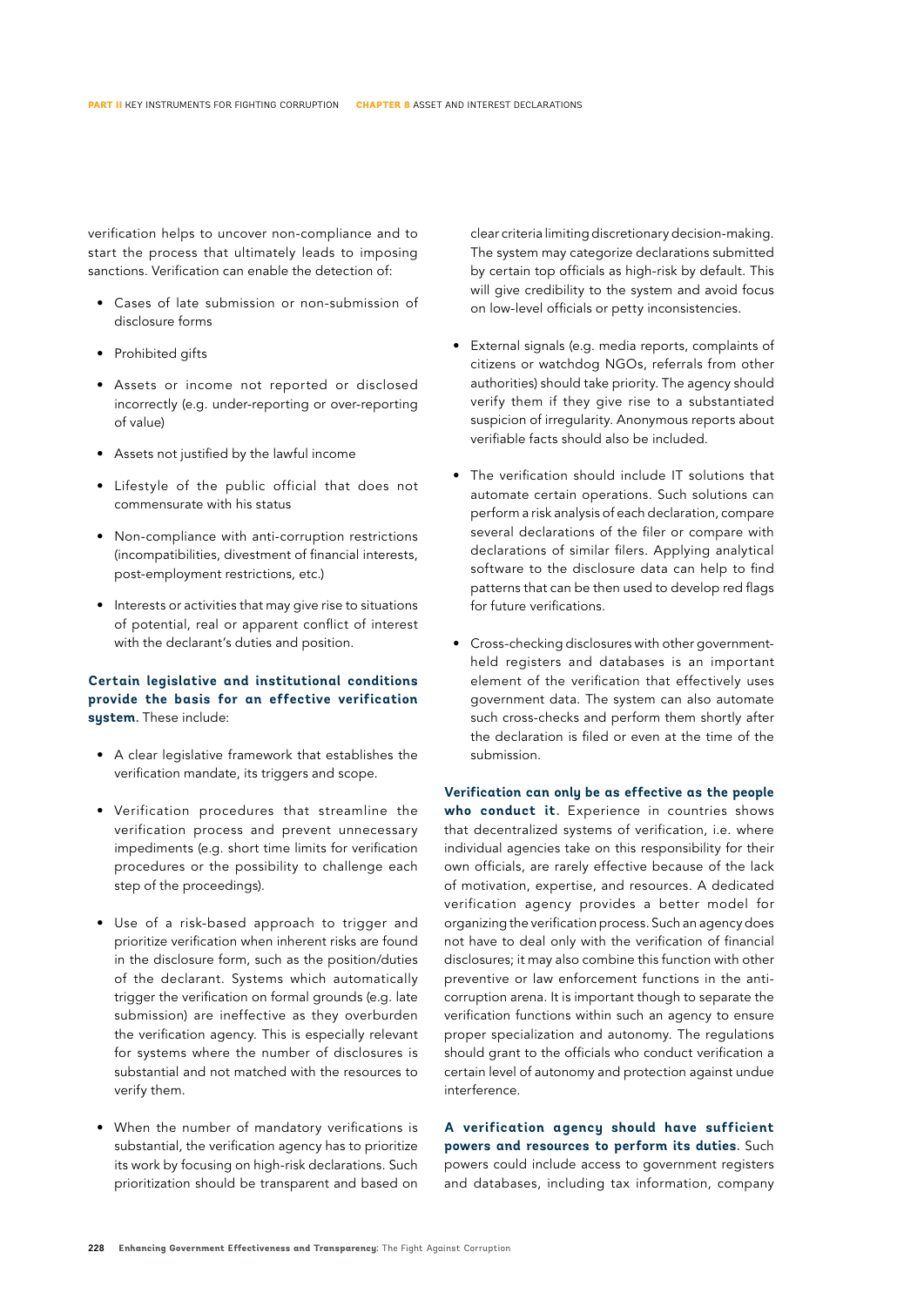verification helps to uncover non-compliance and to start the process that ultimately leads to imposing sanctions. Verification can enable the detection of:

- Cases of late submission or non-submission of disclosure forms
- Prohibited gifts
- Assets or income not reported or disclosed incorrectly (e.g. under-reporting or over-reporting of value)
- Assets not justified by the lawful income
- Lifestyle of the public official that does not commensurate with his status
- Non-compliance with anti-corruption restrictions (incompatibilities, divestment of financial interests, post-employment restrictions, etc.)
- Interests or activities that may give rise to situations of potential, real or apparent conflict of interest with the declarant's duties and position.

**Certain legislative and institutional conditions provide the basis for an effective verification system.** These include:

- A clear legislative framework that establishes the verification mandate, its triggers and scope.
- Verification procedures that streamline the verification process and prevent unnecessary impediments (e.g. short time limits for verification procedures or the possibility to challenge each step of the proceedings).
- Use of a risk-based approach to trigger and prioritize verification when inherent risks are found in the disclosure form, such as the position/duties of the declarant. Systems which automatically trigger the verification on formal grounds (e.g. late submission) are ineffective as they overburden the verification agency. This is especially relevant for systems where the number of disclosures is substantial and not matched with the resources to verify them.
- When the number of mandatory verifications is substantial, the verification agency has to prioritize its work by focusing on high-risk declarations. Such prioritization should be transparent and based on clear criteria limiting discretionary decision-making. The system may categorize declarations submitted by certain top officials as high-risk by default. This will give credibility to the system and avoid focus on low-level officials or petty inconsistencies.
- External signals (e.g. media reports, complaints of citizens or watchdog NGOs, referrals from other authorities) should take priority. The agency should verify them if they give rise to a substantiated suspicion of irregularity. Anonymous reports about verifiable facts should also be included.
- The verification should include IT solutions that automate certain operations. Such solutions can perform a risk analysis of each declaration, compare several declarations of the filer or compare with declarations of similar filers. Applying analytical software to the disclosure data can help to find patterns that can be then used to develop red flags for future verifications.
- Cross-checking disclosures with other government-held registers and databases is an important element of the verification that effectively uses government data. The system can also automate such cross-checks and perform them shortly after the declaration is filed or even at the time of the submission.

**Verification can only be as effective as the people who conduct it.** Experience in countries shows that decentralized systems of verification, i.e. where individual agencies take on this responsibility for their own officials, are rarely effective because of the lack of motivation, expertise, and resources. A dedicated verification agency provides a better model for organizing the verification process. Such an agency does not have to deal only with the verification of financial disclosures; it may also combine this function with other preventive or law enforcement functions in the anti-corruption arena. It is important though to separate the verification functions within such an agency to ensure proper specialization and autonomy. The regulations should grant to the officials who conduct verification a certain level of autonomy and protection against undue interference.

**A verification agency should have sufficient powers and resources to perform its duties.** Such powers could include access to government registers and databases, including tax information, company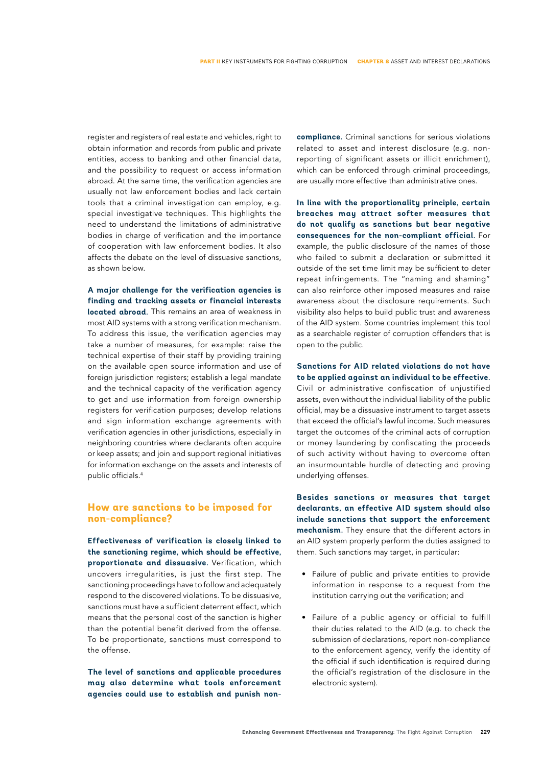register and registers of real estate and vehicles, right to obtain information and records from public and private entities, access to banking and other financial data, and the possibility to request or access information abroad. At the same time, the verification agencies are usually not law enforcement bodies and lack certain tools that a criminal investigation can employ, e.g. special investigative techniques. This highlights the need to understand the limitations of administrative bodies in charge of verification and the importance of cooperation with law enforcement bodies. It also affects the debate on the level of dissuasive sanctions, as shown below.

**A major challenge for the verification agencies is finding and tracking assets or financial interests located abroad.** This remains an area of weakness in most AID systems with a strong verification mechanism. To address this issue, the verification agencies may take a number of measures, for example: raise the technical expertise of their staff by providing training on the available open source information and use of foreign jurisdiction registers; establish a legal mandate and the technical capacity of the verification agency to get and use information from foreign ownership registers for verification purposes; develop relations and sign information exchange agreements with verification agencies in other jurisdictions, especially in neighboring countries where declarants often acquire or keep assets; and join and support regional initiatives for information exchange on the assets and interests of public officials.[4]

## How are sanctions to be imposed for non-compliance?

**Effectiveness of verification is closely linked to the sanctioning regime, which should be effective, proportionate and dissuasive.** Verification, which uncovers irregularities, is just the first step. The sanctioning proceedings have to follow and adequately respond to the discovered violations. To be dissuasive, sanctions must have a sufficient deterrent effect, which means that the personal cost of the sanction is higher than the potential benefit derived from the offense. To be proportionate, sanctions must correspond to the offense.

**The level of sanctions and applicable procedures may also determine what tools enforcement agencies could use to establish and punish non-compliance.** Criminal sanctions for serious violations related to asset and interest disclosure (e.g. non-reporting of significant assets or illicit enrichment), which can be enforced through criminal proceedings, are usually more effective than administrative ones.

**In line with the proportionality principle, certain breaches may attract softer measures that do not qualify as sanctions but bear negative consequences for the non-compliant official.** For example, the public disclosure of the names of those who failed to submit a declaration or submitted it outside of the set time limit may be sufficient to deter repeat infringements. The "naming and shaming" can also reinforce other imposed measures and raise awareness about the disclosure requirements. Such visibility also helps to build public trust and awareness of the AID system. Some countries implement this tool as a searchable register of corruption offenders that is open to the public.

**Sanctions for AID related violations do not have to be applied against an individual to be effective.** Civil or administrative confiscation of unjustified assets, even without the individual liability of the public official, may be a dissuasive instrument to target assets that exceed the official's lawful income. Such measures target the outcomes of the criminal acts of corruption or money laundering by confiscating the proceeds of such activity without having to overcome often an insurmountable hurdle of detecting and proving underlying offenses.

**Besides sanctions or measures that target declarants, an effective AID system should also include sanctions that support the enforcement mechanism.** They ensure that the different actors in an AID system properly perform the duties assigned to them. Such sanctions may target, in particular:

- Failure of public and private entities to provide information in response to a request from the institution carrying out the verification; and
- Failure of a public agency or official to fulfill their duties related to the AID (e.g. to check the submission of declarations, report non-compliance to the enforcement agency, verify the identity of the official if such identification is required during the official's registration of the disclosure in the electronic system).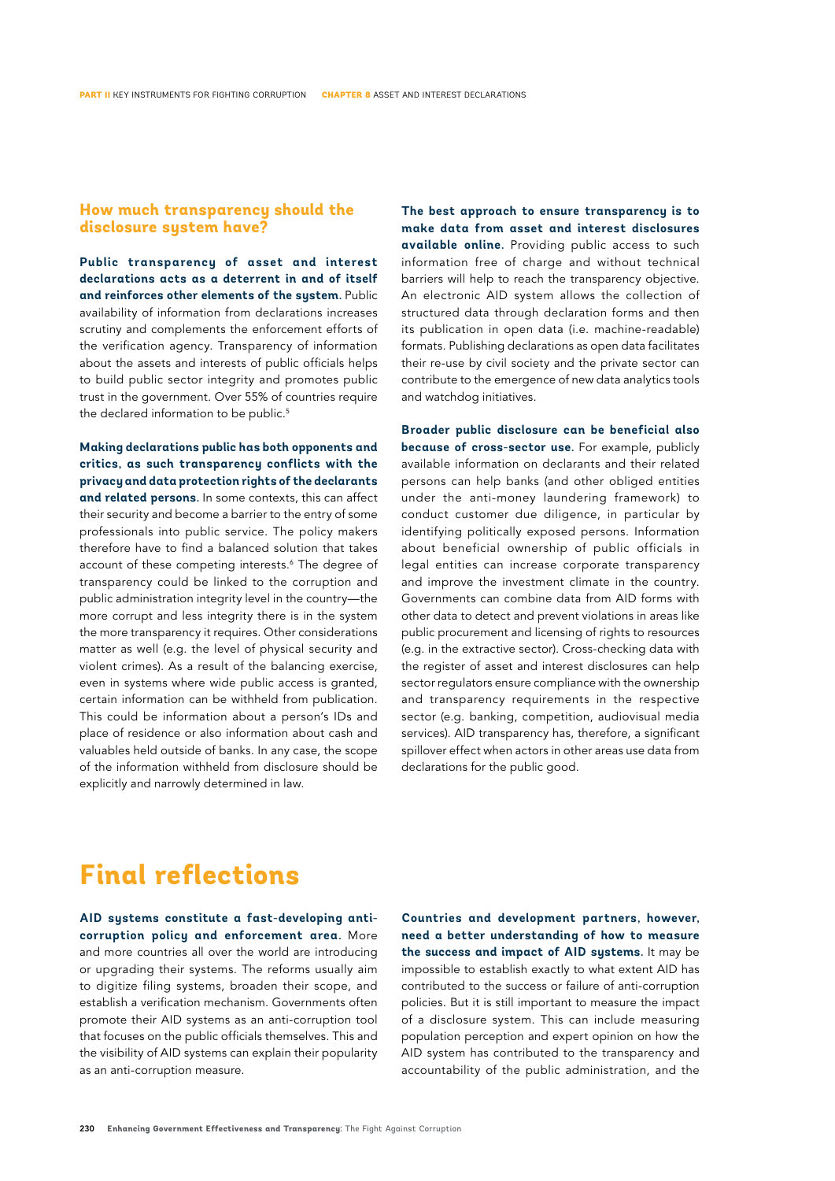### How much transparency should the disclosure system have?

**Public transparency of asset and interest declarations acts as a deterrent in and of itself and reinforces other elements of the system.** Public availability of information from declarations increases scrutiny and complements the enforcement efforts of the verification agency. Transparency of information about the assets and interests of public officials helps to build public sector integrity and promotes public trust in the government. Over 55% of countries require the declared information to be public.[5]

**Making declarations public has both opponents and critics, as such transparency conflicts with the privacy and data protection rights of the declarants and related persons.** In some contexts, this can affect their security and become a barrier to the entry of some professionals into public service. The policy makers therefore have to find a balanced solution that takes account of these competing interests.[6] The degree of transparency could be linked to the corruption and public administration integrity level in the country—the more corrupt and less integrity there is in the system the more transparency it requires. Other considerations matter as well (e.g. the level of physical security and violent crimes). As a result of the balancing exercise, even in systems where wide public access is granted, certain information can be withheld from publication. This could be information about a person's IDs and place of residence or also information about cash and valuables held outside of banks. In any case, the scope of the information withheld from disclosure should be explicitly and narrowly determined in law.

**The best approach to ensure transparency is to make data from asset and interest disclosures available online.** Providing public access to such information free of charge and without technical barriers will help to reach the transparency objective. An electronic AID system allows the collection of structured data through declaration forms and then its publication in open data (i.e. machine-readable) formats. Publishing declarations as open data facilitates their re-use by civil society and the private sector can contribute to the emergence of new data analytics tools and watchdog initiatives.

**Broader public disclosure can be beneficial also because of cross-sector use.** For example, publicly available information on declarants and their related persons can help banks (and other obliged entities under the anti-money laundering framework) to conduct customer due diligence, in particular by identifying politically exposed persons. Information about beneficial ownership of public officials in legal entities can increase corporate transparency and improve the investment climate in the country. Governments can combine data from AID forms with other data to detect and prevent violations in areas like public procurement and licensing of rights to resources (e.g. in the extractive sector). Cross-checking data with the register of asset and interest disclosures can help sector regulators ensure compliance with the ownership and transparency requirements in the respective sector (e.g. banking, competition, audiovisual media services). AID transparency has, therefore, a significant spillover effect when actors in other areas use data from declarations for the public good.

# Final reflections

**AID systems constitute a fast-developing anti-corruption policy and enforcement area.** More and more countries all over the world are introducing or upgrading their systems. The reforms usually aim to digitize filing systems, broaden their scope, and establish a verification mechanism. Governments often promote their AID systems as an anti-corruption tool that focuses on the public officials themselves. This and the visibility of AID systems can explain their popularity as an anti-corruption measure.

**Countries and development partners, however, need a better understanding of how to measure the success and impact of AID systems.** It may be impossible to establish exactly to what extent AID has contributed to the success or failure of anti-corruption policies. But it is still important to measure the impact of a disclosure system. This can include measuring population perception and expert opinion on how the AID system has contributed to the transparency and accountability of the public administration, and the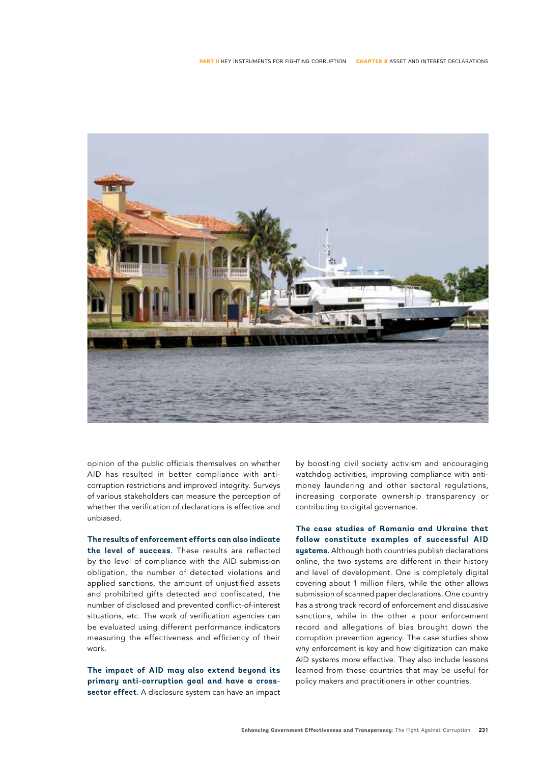opinion of the public officials themselves on whether AID has resulted in better compliance with anti-corruption restrictions and improved integrity. Surveys of various stakeholders can measure the perception of whether the verification of declarations is effective and unbiased.

**The results of enforcement efforts can also indicate the level of success.** These results are reflected by the level of compliance with the AID submission obligation, the number of detected violations and applied sanctions, the amount of unjustified assets and prohibited gifts detected and confiscated, the number of disclosed and prevented conflict-of-interest situations, etc. The work of verification agencies can be evaluated using different performance indicators measuring the effectiveness and efficiency of their work.

**The impact of AID may also extend beyond its primary anti-corruption goal and have a cross-sector effect.** A disclosure system can have an impact by boosting civil society activism and encouraging watchdog activities, improving compliance with anti-money laundering and other sectoral regulations, increasing corporate ownership transparency or contributing to digital governance.

**The case studies of Romania and Ukraine that follow constitute examples of successful AID systems.** Although both countries publish declarations online, the two systems are different in their history and level of development. One is completely digital covering about 1 million filers, while the other allows submission of scanned paper declarations. One country has a strong track record of enforcement and dissuasive sanctions, while in the other a poor enforcement record and allegations of bias brought down the corruption prevention agency. The case studies show why enforcement is key and how digitization can make AID systems more effective. They also include lessons learned from these countries that may be useful for policy makers and practitioners in other countries.